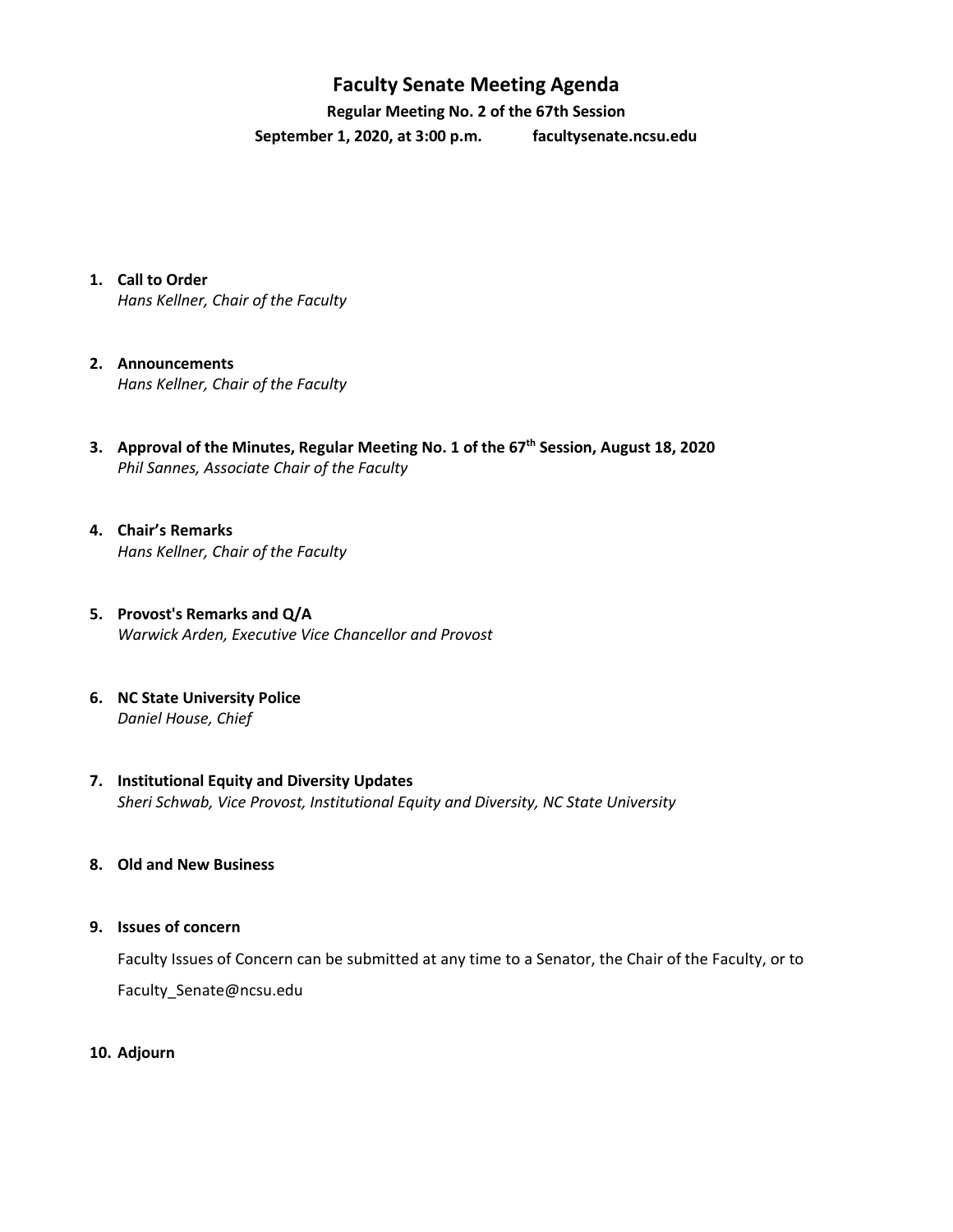# Faculty Senate Meeting Agenda

**Regular Meeting No. 2 of the 67th Session**

**September 1, 2020, at 3:00 p.m.          facultysenate.ncsu.edu**

1. **Call to Order**
   *Hans Kellner, Chair of the Faculty*

2. **Announcements**
   *Hans Kellner, Chair of the Faculty*

3. **Approval of the Minutes, Regular Meeting No. 1 of the 67th Session, August 18, 2020**
   *Phil Sannes, Associate Chair of the Faculty*

4. **Chair's Remarks**
   *Hans Kellner, Chair of the Faculty*

5. **Provost's Remarks and Q/A**
   *Warwick Arden, Executive Vice Chancellor and Provost*

6. **NC State University Police**
   *Daniel House, Chief*

7. **Institutional Equity and Diversity Updates**
   *Sheri Schwab, Vice Provost, Institutional Equity and Diversity, NC State University*

8. **Old and New Business**

9. **Issues of concern**

   Faculty Issues of Concern can be submitted at any time to a Senator, the Chair of the Faculty, or to Faculty_Senate@ncsu.edu

10. **Adjourn**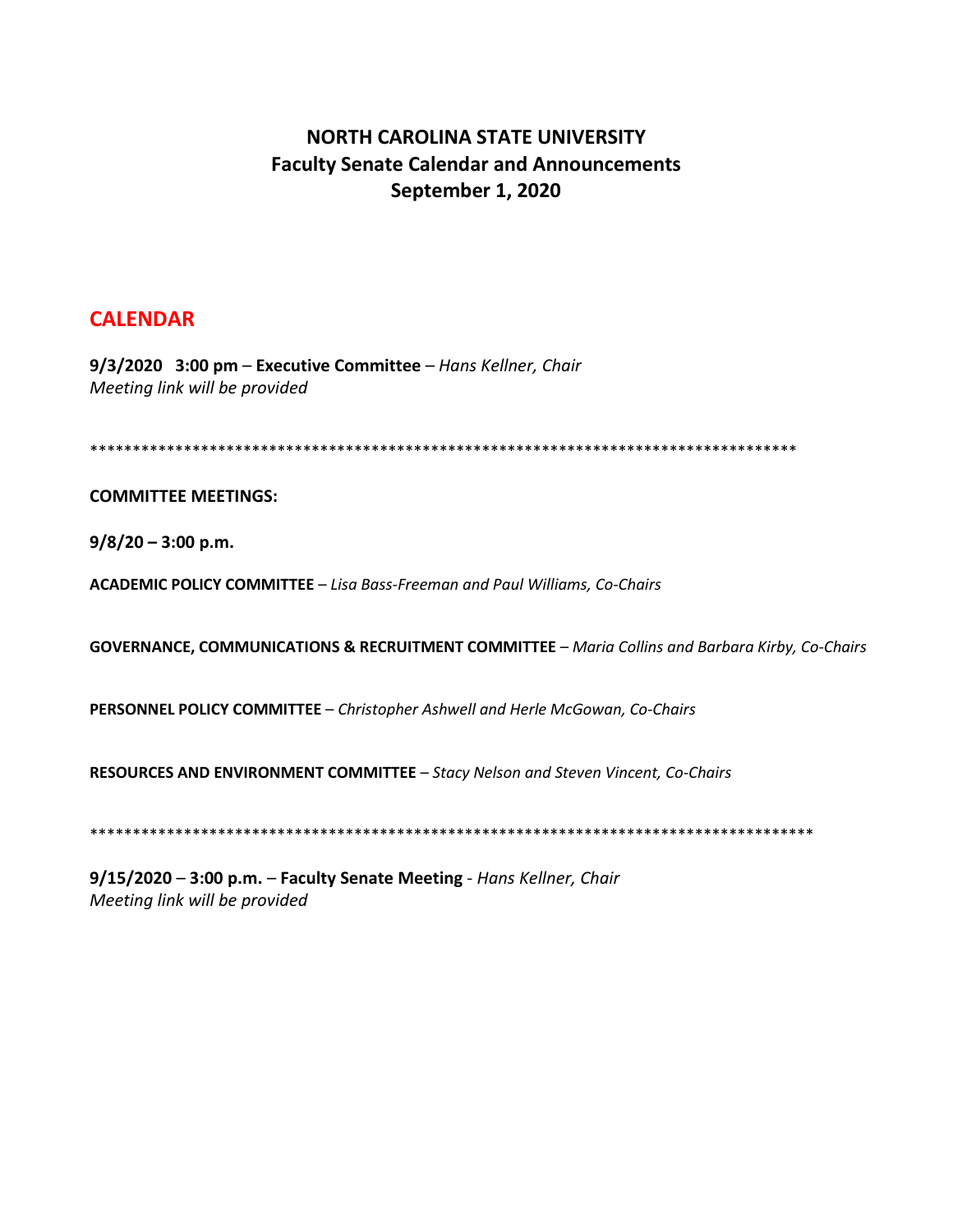# NORTH CAROLINA STATE UNIVERSITY
## Faculty Senate Calendar and Announcements
### September 1, 2020

## CALENDAR

**9/3/2020 3:00 pm** – **Executive Committee** – *Hans Kellner, Chair*
*Meeting link will be provided*

************************************************************************************

**COMMITTEE MEETINGS:**

**9/8/20 – 3:00 p.m.**

**ACADEMIC POLICY COMMITTEE** – *Lisa Bass-Freeman and Paul Williams, Co-Chairs*

**GOVERNANCE, COMMUNICATIONS & RECRUITMENT COMMITTEE** – *Maria Collins and Barbara Kirby, Co-Chairs*

**PERSONNEL POLICY COMMITTEE** – *Christopher Ashwell and Herle McGowan, Co-Chairs*

**RESOURCES AND ENVIRONMENT COMMITTEE** – *Stacy Nelson and Steven Vincent, Co-Chairs*

************************************************************************************

**9/15/2020** – **3:00 p.m.** – **Faculty Senate Meeting** - *Hans Kellner, Chair*
*Meeting link will be provided*